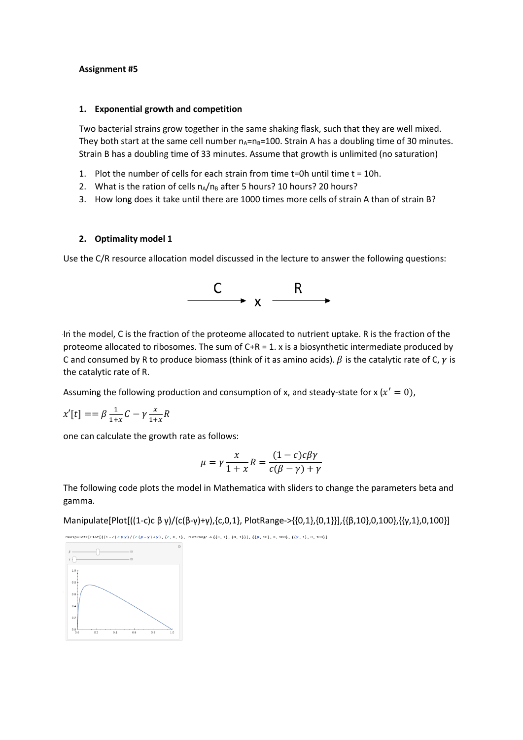**Assignment #5**

## 1. Exponential growth and competition

Two bacterial strains grow together in the same shaking flask, such that they are well mixed. They both start at the same cell number $n_A$=$n_B$=100. Strain A has a doubling time of 30 minutes. Strain B has a doubling time of 33 minutes. Assume that growth is unlimited (no saturation)

1. Plot the number of cells for each strain from time t=0h until time t = 10h.
2. What is the ration of cells $n_A/n_B$ after 5 hours? 10 hours? 20 hours?
3. How long does it take until there are 1000 times more cells of strain A than of strain B?

## 2. Optimality model 1

Use the C/R resource allocation model discussed in the lecture to answer the following questions:

$$\xrightarrow{\quad C \quad} x \xrightarrow{\quad R \quad}$$

In the model, C is the fraction of the proteome allocated to nutrient uptake. R is the fraction of the proteome allocated to ribosomes. The sum of C+R = 1. x is a biosynthetic intermediate produced by C and consumed by R to produce biomass (think of it as amino acids). $\beta$ is the catalytic rate of C, $\gamma$ is the catalytic rate of R.

Assuming the following production and consumption of x, and steady-state for x ($x' = 0$),

$$x'[t] == \beta \frac{1}{1+x} C - \gamma \frac{x}{1+x} R$$

one can calculate the growth rate as follows:

$$\mu = \gamma \frac{x}{1+x} R = \frac{(1-c)c\beta\gamma}{c(\beta-\gamma)+\gamma}$$

The following code plots the model in Mathematica with sliders to change the parameters beta and gamma.

```
Manipulate[Plot[((1-c)c β γ)/(c(β-γ)+γ),{c,0,1}, PlotRange->{{0,1},{0,1}}],{{β,10},0,100},{{γ,1},0,100}]
```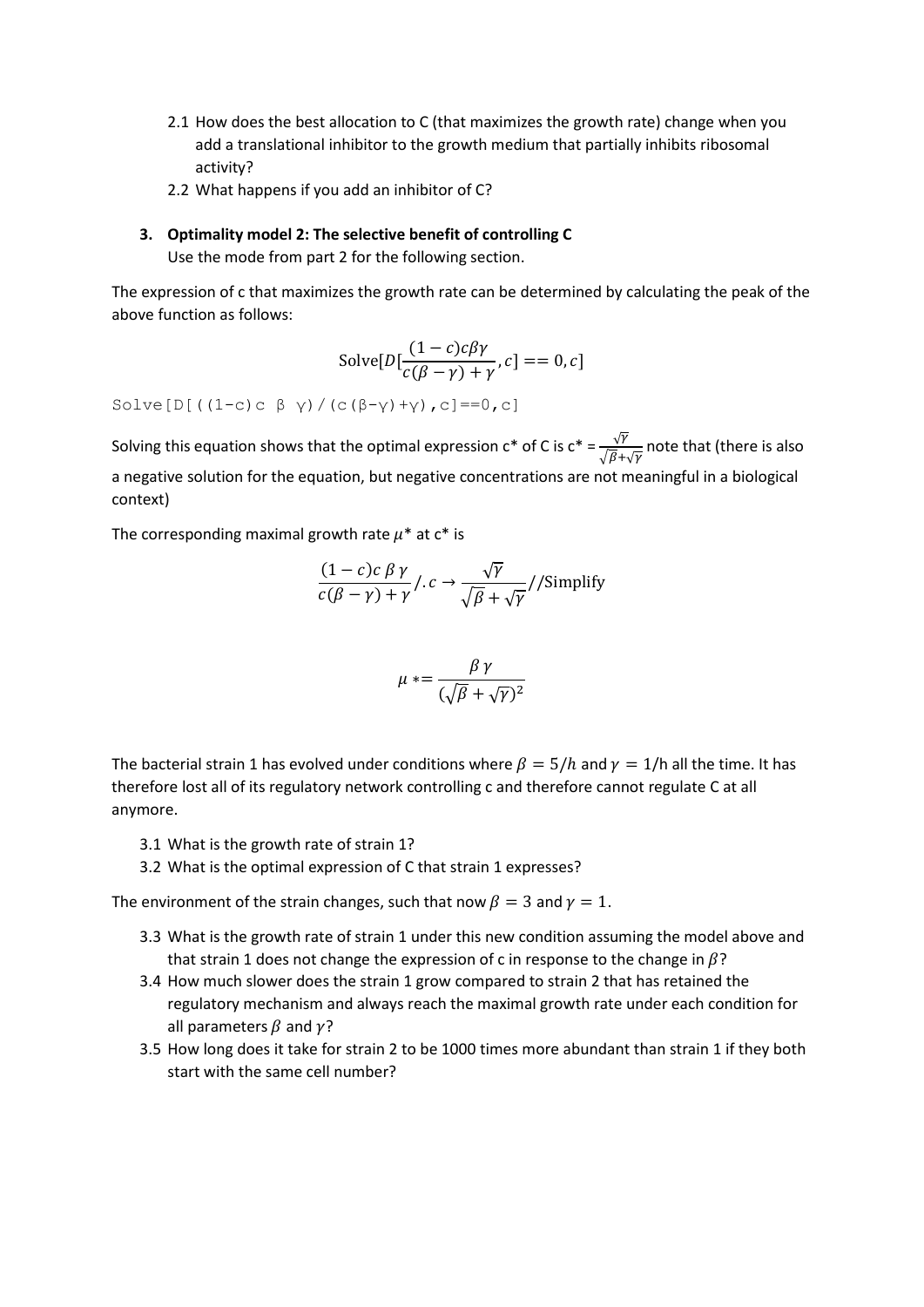2.1 How does the best allocation to C (that maximizes the growth rate) change when you add a translational inhibitor to the growth medium that partially inhibits ribosomal activity?

2.2 What happens if you add an inhibitor of C?

**3. Optimality model 2: The selective benefit of controlling C**

Use the mode from part 2 for the following section.

The expression of c that maximizes the growth rate can be determined by calculating the peak of the above function as follows:

$$\text{Solve}[D[\frac{(1-c)c\beta\gamma}{c(\beta-\gamma)+\gamma}, c] == 0, c]$$

```
Solve[D[((1-c)c β γ)/(c(β-γ)+γ),c]==0,c]
```

Solving this equation shows that the optimal expression c* of C is c* = $\frac{\sqrt{\gamma}}{\sqrt{\beta}+\sqrt{\gamma}}$ note that (there is also a negative solution for the equation, but negative concentrations are not meaningful in a biological context)

The corresponding maximal growth rate $\mu$* at c* is

$$\frac{(1-c)c\,\beta\,\gamma}{c(\beta-\gamma)+\gamma} /. c \to \frac{\sqrt{\gamma}}{\sqrt{\beta}+\sqrt{\gamma}} //\text{Simplify}$$

$$\mu * = \frac{\beta\,\gamma}{(\sqrt{\beta}+\sqrt{\gamma})^2}$$

The bacterial strain 1 has evolved under conditions where $\beta = 5/h$ and $\gamma = 1/\text{h}$ all the time. It has therefore lost all of its regulatory network controlling c and therefore cannot regulate C at all anymore.

3.1 What is the growth rate of strain 1?

3.2 What is the optimal expression of C that strain 1 expresses?

The environment of the strain changes, such that now $\beta = 3$ and $\gamma = 1$.

3.3 What is the growth rate of strain 1 under this new condition assuming the model above and that strain 1 does not change the expression of c in response to the change in $\beta$?

3.4 How much slower does the strain 1 grow compared to strain 2 that has retained the regulatory mechanism and always reach the maximal growth rate under each condition for all parameters $\beta$ and $\gamma$?

3.5 How long does it take for strain 2 to be 1000 times more abundant than strain 1 if they both start with the same cell number?